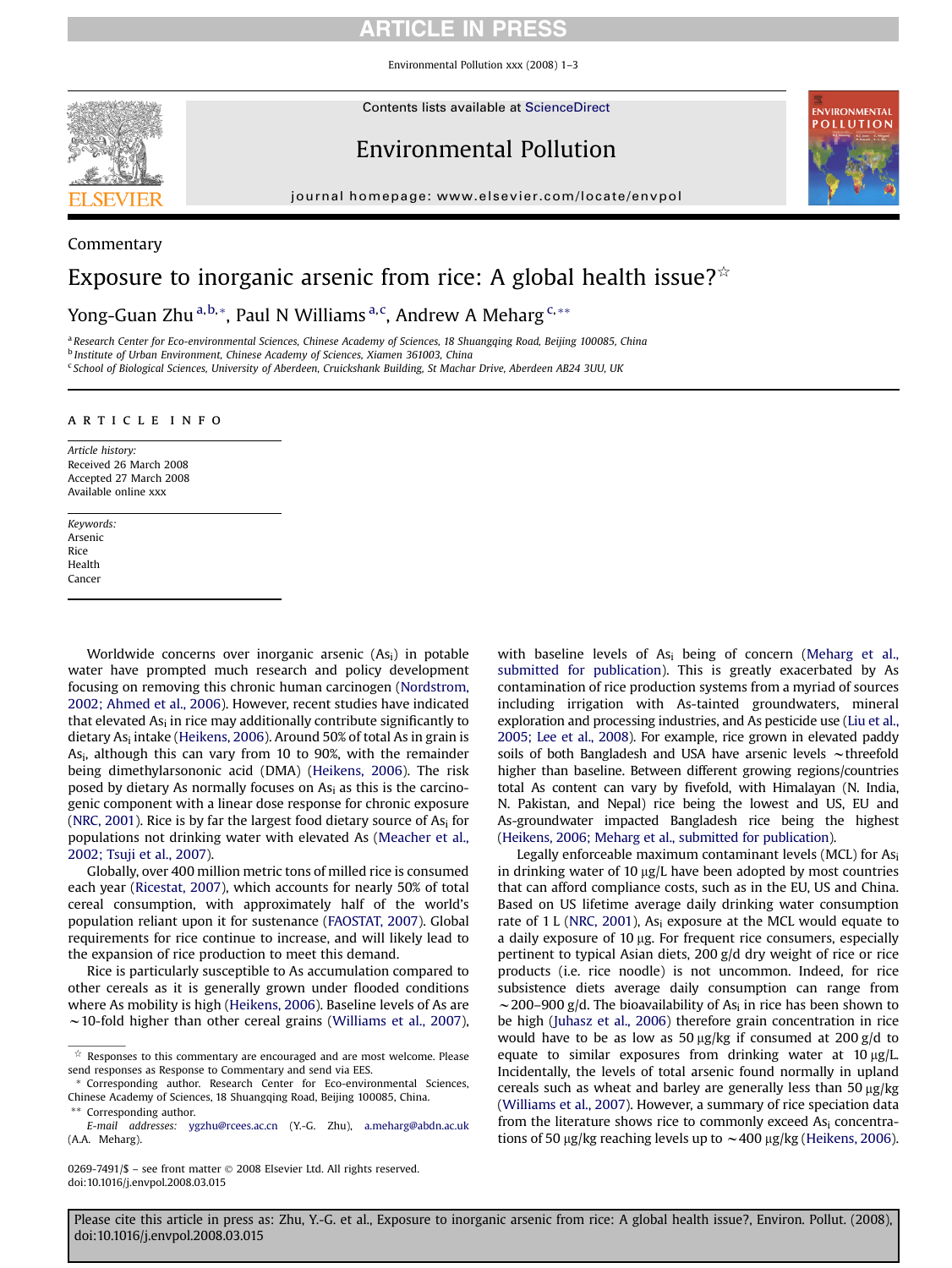Commentary

# Exposure to inorganic arsenic from rice: A global health issue?☆

Yong-Guan Zhu [a,b,*], Paul N Williams [a,c], Andrew A Meharg [c,**]

[a] Research Center for Eco-environmental Sciences, Chinese Academy of Sciences, 18 Shuangqing Road, Beijing 100085, China
[b] Institute of Urban Environment, Chinese Academy of Sciences, Xiamen 361003, China
[c] School of Biological Sciences, University of Aberdeen, Cruickshank Building, St Machar Drive, Aberdeen AB24 3UU, UK

## ARTICLE INFO

*Article history:*
Received 26 March 2008
Accepted 27 March 2008
Available online xxx

*Keywords:*
Arsenic
Rice
Health
Cancer

Worldwide concerns over inorganic arsenic ($As_i$) in potable water have prompted much research and policy development focusing on removing this chronic human carcinogen (Nordstrom, 2002; Ahmed et al., 2006). However, recent studies have indicated that elevated $As_i$ in rice may additionally contribute significantly to dietary $As_i$ intake (Heikens, 2006). Around 50% of total As in grain is $As_i$, although this can vary from 10 to 90%, with the remainder being dimethylarsononic acid (DMA) (Heikens, 2006). The risk posed by dietary As normally focuses on $As_i$ as this is the carcinogenic component with a linear dose response for chronic exposure (NRC, 2001). Rice is by far the largest food dietary source of $As_i$ for populations not drinking water with elevated As (Meacher et al., 2002; Tsuji et al., 2007).

Globally, over 400 million metric tons of milled rice is consumed each year (Ricestat, 2007), which accounts for nearly 50% of total cereal consumption, with approximately half of the world's population reliant upon it for sustenance (FAOSTAT, 2007). Global requirements for rice continue to increase, and will likely lead to the expansion of rice production to meet this demand.

Rice is particularly susceptible to As accumulation compared to other cereals as it is generally grown under flooded conditions where As mobility is high (Heikens, 2006). Baseline levels of As are ~10-fold higher than other cereal grains (Williams et al., 2007), with baseline levels of $As_i$ being of concern (Meharg et al., submitted for publication). This is greatly exacerbated by As contamination of rice production systems from a myriad of sources including irrigation with As-tainted groundwaters, mineral exploration and processing industries, and As pesticide use (Liu et al., 2005; Lee et al., 2008). For example, rice grown in elevated paddy soils of both Bangladesh and USA have arsenic levels ~threefold higher than baseline. Between different growing regions/countries total As content can vary by fivefold, with Himalayan (N. India, N. Pakistan, and Nepal) rice being the lowest and US, EU and As-groundwater impacted Bangladesh rice being the highest (Heikens, 2006; Meharg et al., submitted for publication).

Legally enforceable maximum contaminant levels (MCL) for $As_i$ in drinking water of 10 μg/L have been adopted by most countries that can afford compliance costs, such as in the EU, US and China. Based on US lifetime average daily drinking water consumption rate of 1 L (NRC, 2001), $As_i$ exposure at the MCL would equate to a daily exposure of 10 μg. For frequent rice consumers, especially pertinent to typical Asian diets, 200 g/d dry weight of rice or rice products (i.e. rice noodle) is not uncommon. Indeed, for rice subsistence diets average daily consumption can range from ~200–900 g/d. The bioavailability of $As_i$ in rice has been shown to be high (Juhasz et al., 2006) therefore grain concentration in rice would have to be as low as 50 μg/kg if consumed at 200 g/d to equate to similar exposures from drinking water at 10 μg/L. Incidentally, the levels of total arsenic found normally in upland cereals such as wheat and barley are generally less than 50 μg/kg (Williams et al., 2007). However, a summary of rice speciation data from the literature shows rice to commonly exceed $As_i$ concentrations of 50 μg/kg reaching levels up to ~400 μg/kg (Heikens, 2006).

☆ Responses to this commentary are encouraged and are most welcome. Please send responses as Response to Commentary and send via EES.
\* Corresponding author. Research Center for Eco-environmental Sciences, Chinese Academy of Sciences, 18 Shuangqing Road, Beijing 100085, China.
\*\* Corresponding author.
*E-mail addresses:* ygzhu@rcees.ac.cn (Y.-G. Zhu), a.meharg@abdn.ac.uk (A.A. Meharg).

0269-7491/$ – see front matter © 2008 Elsevier Ltd. All rights reserved.
doi:10.1016/j.envpol.2008.03.015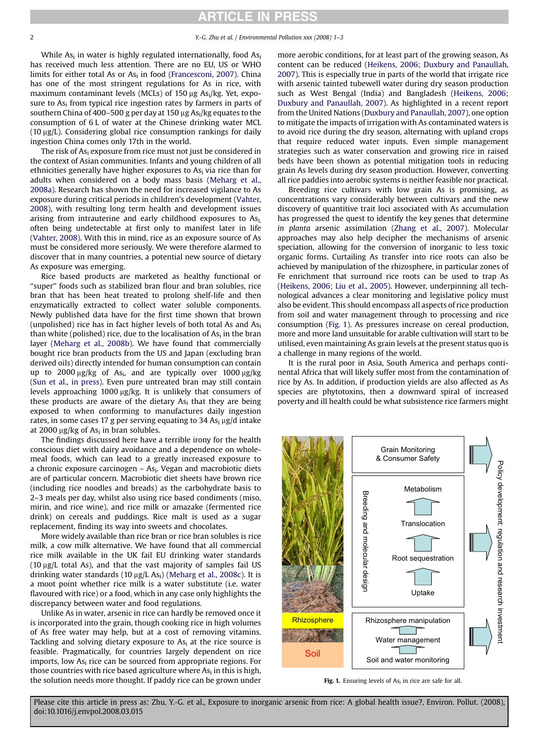While $As_i$ in water is highly regulated internationally, food $As_i$ has received much less attention. There are no EU, US or WHO limits for either total As or $As_i$ in food (Francesconi, 2007). China has one of the most stringent regulations for As in rice, with maximum contaminant levels (MCLs) of 150 μg $As_i$/kg. Yet, exposure to $As_i$ from typical rice ingestion rates by farmers in parts of southern China of 400–500 g per day at 150 μg $As_i$/kg equates to the consumption of 6 L of water at the Chinese drinking water MCL (10 μg/L). Considering global rice consumption rankings for daily ingestion China comes only 17th in the world.

The risk of $As_i$ exposure from rice must not just be considered in the context of Asian communities. Infants and young children of all ethnicities generally have higher exposures to $As_i$ via rice than for adults when considered on a body mass basis (Meharg et al., 2008a). Research has shown the need for increased vigilance to As exposure during critical periods in children's development (Vahter, 2008), with resulting long term health and development issues arising from intrauterine and early childhood exposures to $As_i$, often being undetectable at first only to manifest later in life (Vahter, 2008). With this in mind, rice as an exposure source of As must be considered more seriously. We were therefore alarmed to discover that in many countries, a potential new source of dietary As exposure was emerging.

Rice based products are marketed as healthy functional or "super" foods such as stabilized bran flour and bran solubles, rice bran that has been heat treated to prolong shelf-life and then enzymatically extracted to collect water soluble components. Newly published data have for the first time shown that brown (unpolished) rice has in fact higher levels of both total As and $As_i$ than white (polished) rice, due to the localisation of $As_i$ in the bran layer (Meharg et al., 2008b). We have found that commercially bought rice bran products from the US and Japan (excluding bran derived oils) directly intended for human consumption can contain up to 2000 μg/kg of $As_i$, and are typically over 1000 μg/kg (Sun et al., in press). Even pure untreated bran may still contain levels approaching 1000 μg/kg. It is unlikely that consumers of these products are aware of the dietary $As_i$ that they are being exposed to when conforming to manufacturers daily ingestion rates, in some cases 17 g per serving equating to 34 $As_i$ μg/d intake at 2000 μg/kg of $As_i$ in bran solubles.

The findings discussed here have a terrible irony for the health conscious diet with dairy avoidance and a dependence on wholemeal foods, which can lead to a greatly increased exposure to a chronic exposure carcinogen – $As_i$. Vegan and macrobiotic diets are of particular concern. Macrobiotic diet sheets have brown rice (including rice noodles and breads) as the carbohydrate basis to 2–3 meals per day, whilst also using rice based condiments (miso, mirin, and rice wine), and rice milk or amazake (fermented rice drink) on cereals and puddings. Rice malt is used as a sugar replacement, finding its way into sweets and chocolates.

More widely available than rice bran or rice bran solubles is rice milk, a cow milk alternative. We have found that all commercial rice milk available in the UK fail EU drinking water standards (10 μg/L total As), and that the vast majority of samples fail US drinking water standards (10 μg/L $As_i$) (Meharg et al., 2008c). It is a moot point whether rice milk is a water substitute (i.e. water flavoured with rice) or a food, which in any case only highlights the discrepancy between water and food regulations.

Unlike As in water, arsenic in rice can hardly be removed once it is incorporated into the grain, though cooking rice in high volumes of As free water may help, but at a cost of removing vitamins. Tackling and solving dietary exposure to $As_i$ at the rice source is feasible. Pragmatically, for countries largely dependent on rice imports, low $As_i$ rice can be sourced from appropriate regions. For those countries with rice based agriculture where $As_i$ in this is high, the solution needs more thought. If paddy rice can be grown under more aerobic conditions, for at least part of the growing season, As content can be reduced (Heikens, 2006; Duxbury and Panaullah, 2007). This is especially true in parts of the world that irrigate rice with arsenic tainted tubewell water during dry season production such as West Bengal (India) and Bangladesh (Heikens, 2006; Duxbury and Panaullah, 2007). As highlighted in a recent report from the United Nations (Duxbury and Panaullah, 2007), one option to mitigate the impacts of irrigation with As contaminated waters is to avoid rice during the dry season, alternating with upland crops that require reduced water inputs. Even simple management strategies such as water conservation and growing rice in raised beds have been shown as potential mitigation tools in reducing grain As levels during dry season production. However, converting all rice paddies into aerobic systems is neither feasible nor practical.

Breeding rice cultivars with low grain As is promising, as concentrations vary considerably between cultivars and the new discovery of quantitive trait loci associated with As accumulation has progressed the quest to identify the key genes that determine *in planta* arsenic assimilation (Zhang et al., 2007). Molecular approaches may also help decipher the mechanisms of arsenic speciation, allowing for the conversion of inorganic to less toxic organic forms. Curtailing As transfer into rice roots can also be achieved by manipulation of the rhizosphere, in particular zones of Fe enrichment that surround rice roots can be used to trap As (Heikens, 2006; Liu et al., 2005). However, underpinning all technological advances a clear monitoring and legislative policy must also be evident. This should encompass all aspects of rice production from soil and water management through to processing and rice consumption (Fig. 1). As pressures increase on cereal production, more and more land unsuitable for arable cultivation will start to be utilised, even maintaining As grain levels at the present status quo is a challenge in many regions of the world.

It is the rural poor in Asia, South America and perhaps continental Africa that will likely suffer most from the contamination of rice by As. In addition, if production yields are also affected as As species are phytotoxins, then a downward spiral of increased poverty and ill health could be what subsistence rice farmers might

**Fig. 1.** Ensuring levels of $As_i$ in rice are safe for all.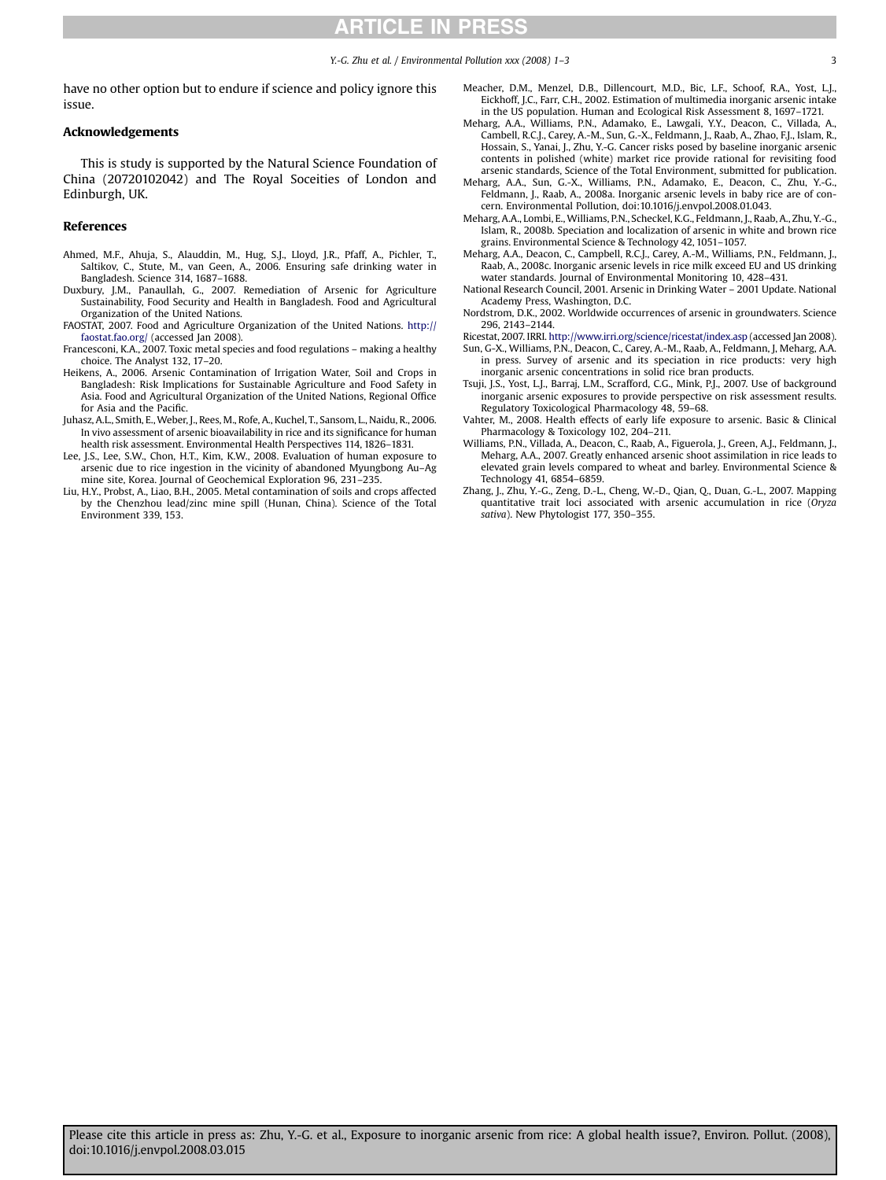have no other option but to endure if science and policy ignore this issue.

## Acknowledgements

This is study is supported by the Natural Science Foundation of China (20720102042) and The Royal Soceities of London and Edinburgh, UK.

## References

Ahmed, M.F., Ahuja, S., Alauddin, M., Hug, S.J., Lloyd, J.R., Pfaff, A., Pichler, T., Saltikov, C., Stute, M., van Geen, A., 2006. Ensuring safe drinking water in Bangladesh. Science 314, 1687–1688.

Duxbury, J.M., Panaullah, G., 2007. Remediation of Arsenic for Agriculture Sustainability, Food Security and Health in Bangladesh. Food and Agricultural Organization of the United Nations.

FAOSTAT, 2007. Food and Agriculture Organization of the United Nations. http://faostat.fao.org/ (accessed Jan 2008).

Francesconi, K.A., 2007. Toxic metal species and food regulations – making a healthy choice. The Analyst 132, 17–20.

Heikens, A., 2006. Arsenic Contamination of Irrigation Water, Soil and Crops in Bangladesh: Risk Implications for Sustainable Agriculture and Food Safety in Asia. Food and Agricultural Organization of the United Nations, Regional Office for Asia and the Pacific.

Juhasz, A.L., Smith, E., Weber, J., Rees, M., Rofe, A., Kuchel, T., Sansom, L., Naidu, R., 2006. In vivo assessment of arsenic bioavailability in rice and its significance for human health risk assessment. Environmental Health Perspectives 114, 1826–1831.

Lee, J.S., Lee, S.W., Chon, H.T., Kim, K.W., 2008. Evaluation of human exposure to arsenic due to rice ingestion in the vicinity of abandoned Myungbong Au–Ag mine site, Korea. Journal of Geochemical Exploration 96, 231–235.

Liu, H.Y., Probst, A., Liao, B.H., 2005. Metal contamination of soils and crops affected by the Chenzhou lead/zinc mine spill (Hunan, China). Science of the Total Environment 339, 153.

Meacher, D.M., Menzel, D.B., Dillencourt, M.D., Bic, L.F., Schoof, R.A., Yost, L.J., Eickhoff, J.C., Farr, C.H., 2002. Estimation of multimedia inorganic arsenic intake in the US population. Human and Ecological Risk Assessment 8, 1697–1721.

Meharg, A.A., Williams, P.N., Adamako, E., Lawgali, Y.Y., Deacon, C., Villada, A., Cambell, R.C.J., Carey, A.-M., Sun, G.-X., Feldmann, J., Raab, A., Zhao, F.J., Islam, R., Hossain, S., Yanai, J., Zhu, Y.-G. Cancer risks posed by baseline inorganic arsenic contents in polished (white) market rice provide rational for revisiting food arsenic standards, Science of the Total Environment, submitted for publication.

Meharg, A.A., Sun, G.-X., Williams, P.N., Adamako, E., Deacon, C., Zhu, Y.-G., Feldmann, J., Raab, A., 2008a. Inorganic arsenic levels in baby rice are of concern. Environmental Pollution, doi:10.1016/j.envpol.2008.01.043.

Meharg, A.A., Lombi, E., Williams, P.N., Scheckel, K.G., Feldmann, J., Raab, A., Zhu, Y.-G., Islam, R., 2008b. Speciation and localization of arsenic in white and brown rice grains. Environmental Science & Technology 42, 1051–1057.

Meharg, A.A., Deacon, C., Campbell, R.C.J., Carey, A.-M., Williams, P.N., Feldmann, J., Raab, A., 2008c. Inorganic arsenic levels in rice milk exceed EU and US drinking water standards. Journal of Environmental Monitoring 10, 428–431.

National Research Council, 2001. Arsenic in Drinking Water – 2001 Update. National Academy Press, Washington, D.C.

Nordstrom, D.K., 2002. Worldwide occurrences of arsenic in groundwaters. Science 296, 2143–2144.

Ricestat, 2007. IRRI. http://www.irri.org/science/ricestat/index.asp (accessed Jan 2008).

Sun, G-X., Williams, P.N., Deacon, C., Carey, A.-M., Raab, A., Feldmann, J, Meharg, A.A. in press. Survey of arsenic and its speciation in rice products: very high inorganic arsenic concentrations in solid rice bran products.

Tsuji, J.S., Yost, L.J., Barraj, L.M., Scrafford, C.G., Mink, P.J., 2007. Use of background inorganic arsenic exposures to provide perspective on risk assessment results. Regulatory Toxicological Pharmacology 48, 59–68.

Vahter, M., 2008. Health effects of early life exposure to arsenic. Basic & Clinical Pharmacology & Toxicology 102, 204–211.

Williams, P.N., Villada, A., Deacon, C., Raab, A., Figuerola, J., Green, A.J., Feldmann, J., Meharg, A.A., 2007. Greatly enhanced arsenic shoot assimilation in rice leads to elevated grain levels compared to wheat and barley. Environmental Science & Technology 41, 6854–6859.

Zhang, J., Zhu, Y.-G., Zeng, D.-L., Cheng, W.-D., Qian, Q., Duan, G.-L., 2007. Mapping quantitative trait loci associated with arsenic accumulation in rice (*Oryza sativa*). New Phytologist 177, 350–355.

Please cite this article in press as: Zhu, Y.-G. et al., Exposure to inorganic arsenic from rice: A global health issue?, Environ. Pollut. (2008), doi:10.1016/j.envpol.2008.03.015